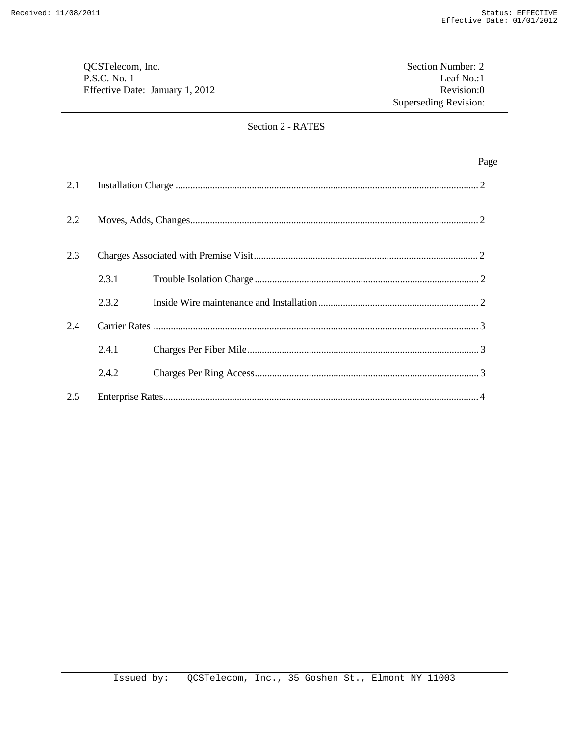QCSTelecom, Inc.
P.S.C. No. 1
Effective Date: January 1, 2012

Section Number: 2
Leaf No.:1
Revision:0
Superseding Revision:

## Section 2 - RATES

| | | Page |
|---|---|---|
| 2.1 | Installation Charge | 2 |
| 2.2 | Moves, Adds, Changes | 2 |
| 2.3 | Charges Associated with Premise Visit | 2 |
| 2.3.1 | Trouble Isolation Charge | 2 |
| 2.3.2 | Inside Wire maintenance and Installation | 2 |
| 2.4 | Carrier Rates | 3 |
| 2.4.1 | Charges Per Fiber Mile | 3 |
| 2.4.2 | Charges Per Ring Access | 3 |
| 2.5 | Enterprise Rates | 4 |

Issued by: QCSTelecom, Inc., 35 Goshen St., Elmont NY 11003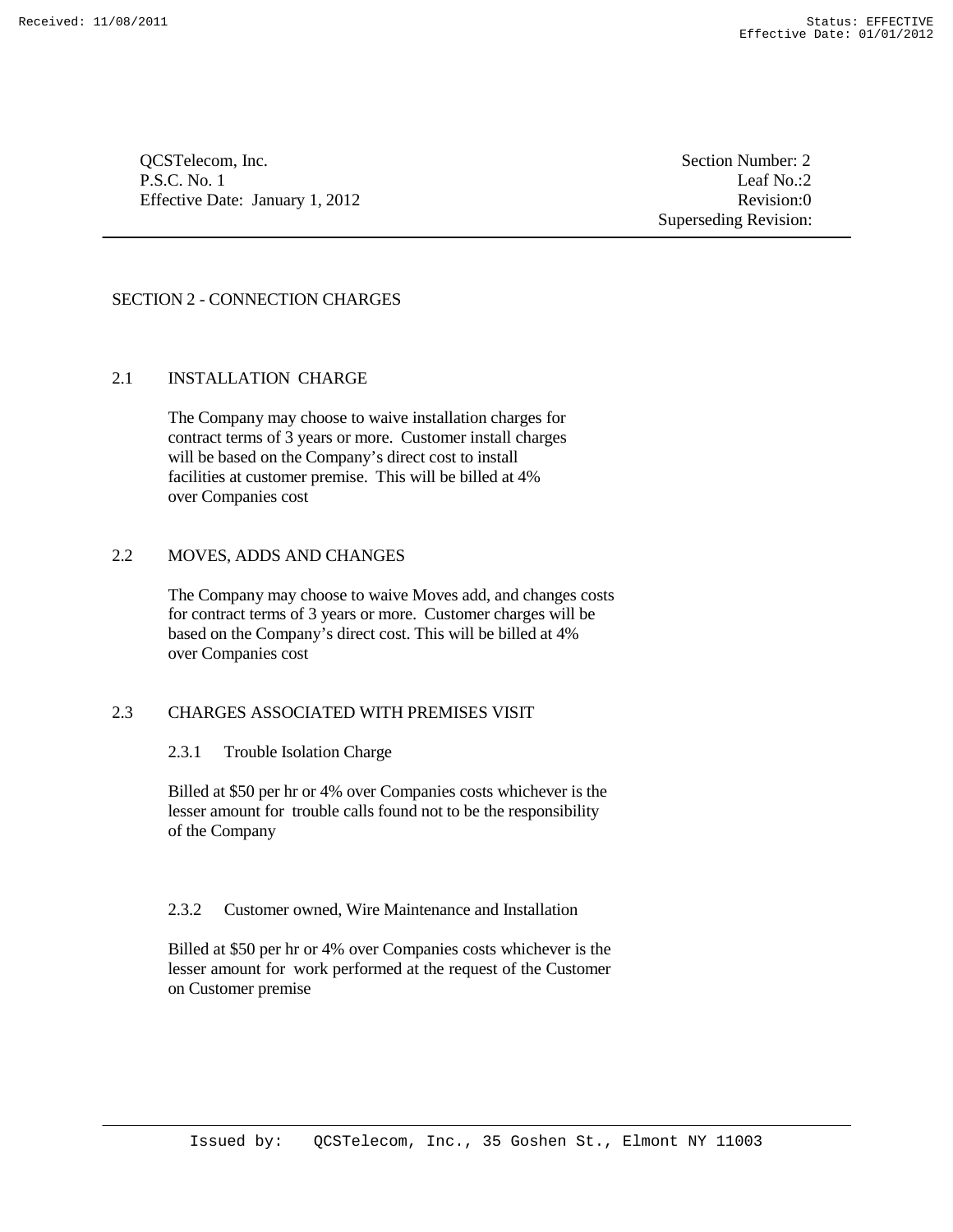QCSTelecom, Inc.
P.S.C. No. 1
Effective Date: January 1, 2012

Section Number: 2
Leaf No.:2
Revision:0
Superseding Revision:

# SECTION 2 - CONNECTION CHARGES

## 2.1 INSTALLATION CHARGE

The Company may choose to waive installation charges for contract terms of 3 years or more. Customer install charges will be based on the Company's direct cost to install facilities at customer premise. This will be billed at 4% over Companies cost

## 2.2 MOVES, ADDS AND CHANGES

The Company may choose to waive Moves add, and changes costs for contract terms of 3 years or more. Customer charges will be based on the Company's direct cost. This will be billed at 4% over Companies cost

## 2.3 CHARGES ASSOCIATED WITH PREMISES VISIT

### 2.3.1 Trouble Isolation Charge

Billed at $50 per hr or 4% over Companies costs whichever is the lesser amount for trouble calls found not to be the responsibility of the Company

### 2.3.2 Customer owned, Wire Maintenance and Installation

Billed at $50 per hr or 4% over Companies costs whichever is the lesser amount for work performed at the request of the Customer on Customer premise

Issued by: QCSTelecom, Inc., 35 Goshen St., Elmont NY 11003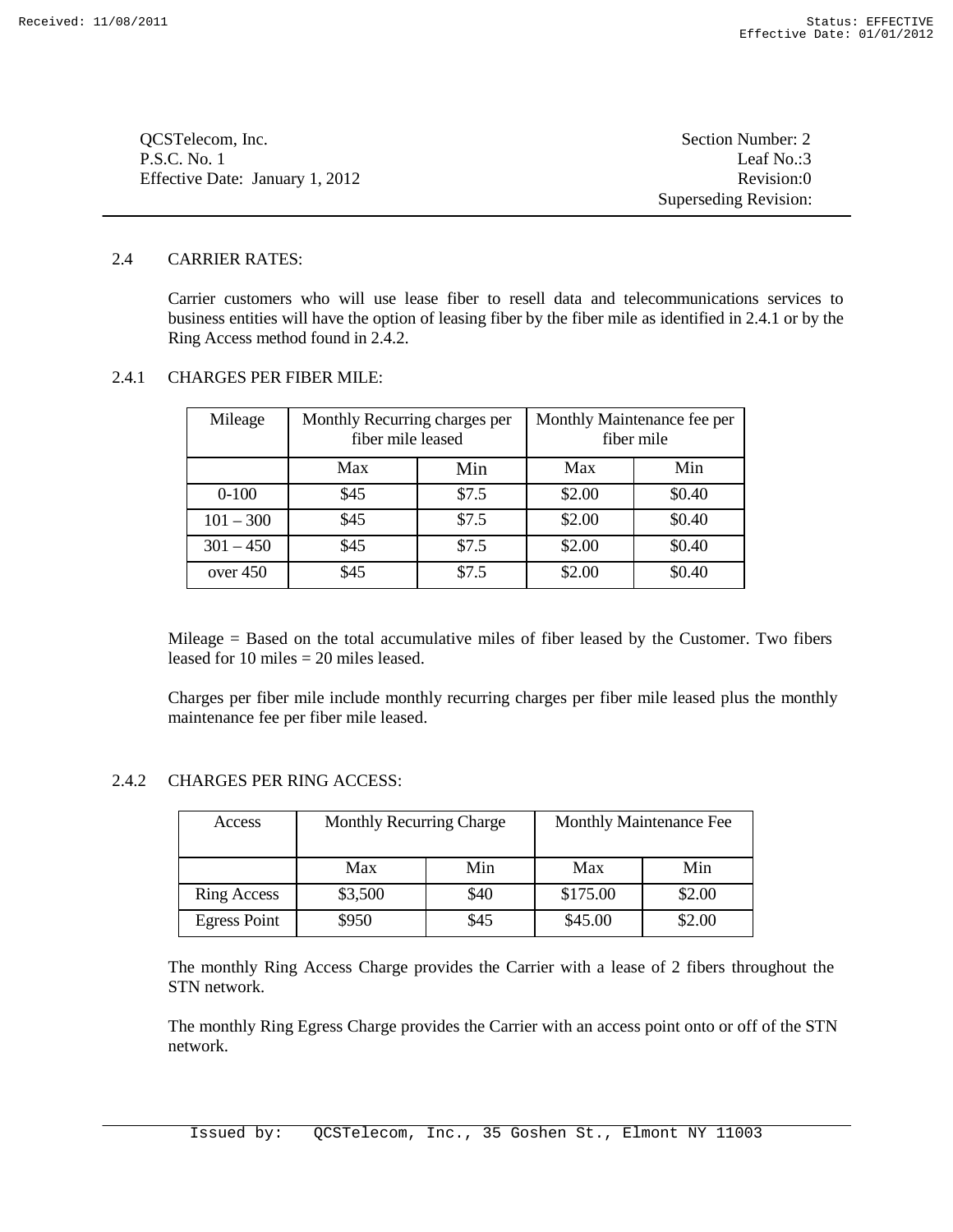QCSTelecom, Inc.
P.S.C. No. 1
Effective Date: January 1, 2012

Section Number: 2
Leaf No.:3
Revision:0
Superseding Revision:

## 2.4 CARRIER RATES:

Carrier customers who will use lease fiber to resell data and telecommunications services to business entities will have the option of leasing fiber by the fiber mile as identified in 2.4.1 or by the Ring Access method found in 2.4.2.

### 2.4.1 CHARGES PER FIBER MILE:

| Mileage | Monthly Recurring charges per fiber mile leased | | Monthly Maintenance fee per fiber mile | |
|---|---|---|---|---|
| | Max | Min | Max | Min |
| 0-100 | $45 | $7.5 | $2.00 | $0.40 |
| 101 – 300 | $45 | $7.5 | $2.00 | $0.40 |
| 301 – 450 | $45 | $7.5 | $2.00 | $0.40 |
| over 450 | $45 | $7.5 | $2.00 | $0.40 |

Mileage = Based on the total accumulative miles of fiber leased by the Customer. Two fibers leased for 10 miles = 20 miles leased.

Charges per fiber mile include monthly recurring charges per fiber mile leased plus the monthly maintenance fee per fiber mile leased.

### 2.4.2 CHARGES PER RING ACCESS:

| Access | Monthly Recurring Charge | | Monthly Maintenance Fee | |
|---|---|---|---|---|
| | Max | Min | Max | Min |
| Ring Access | $3,500 | $40 | $175.00 | $2.00 |
| Egress Point | $950 | $45 | $45.00 | $2.00 |

The monthly Ring Access Charge provides the Carrier with a lease of 2 fibers throughout the STN network.

The monthly Ring Egress Charge provides the Carrier with an access point onto or off of the STN network.

Issued by: QCSTelecom, Inc., 35 Goshen St., Elmont NY 11003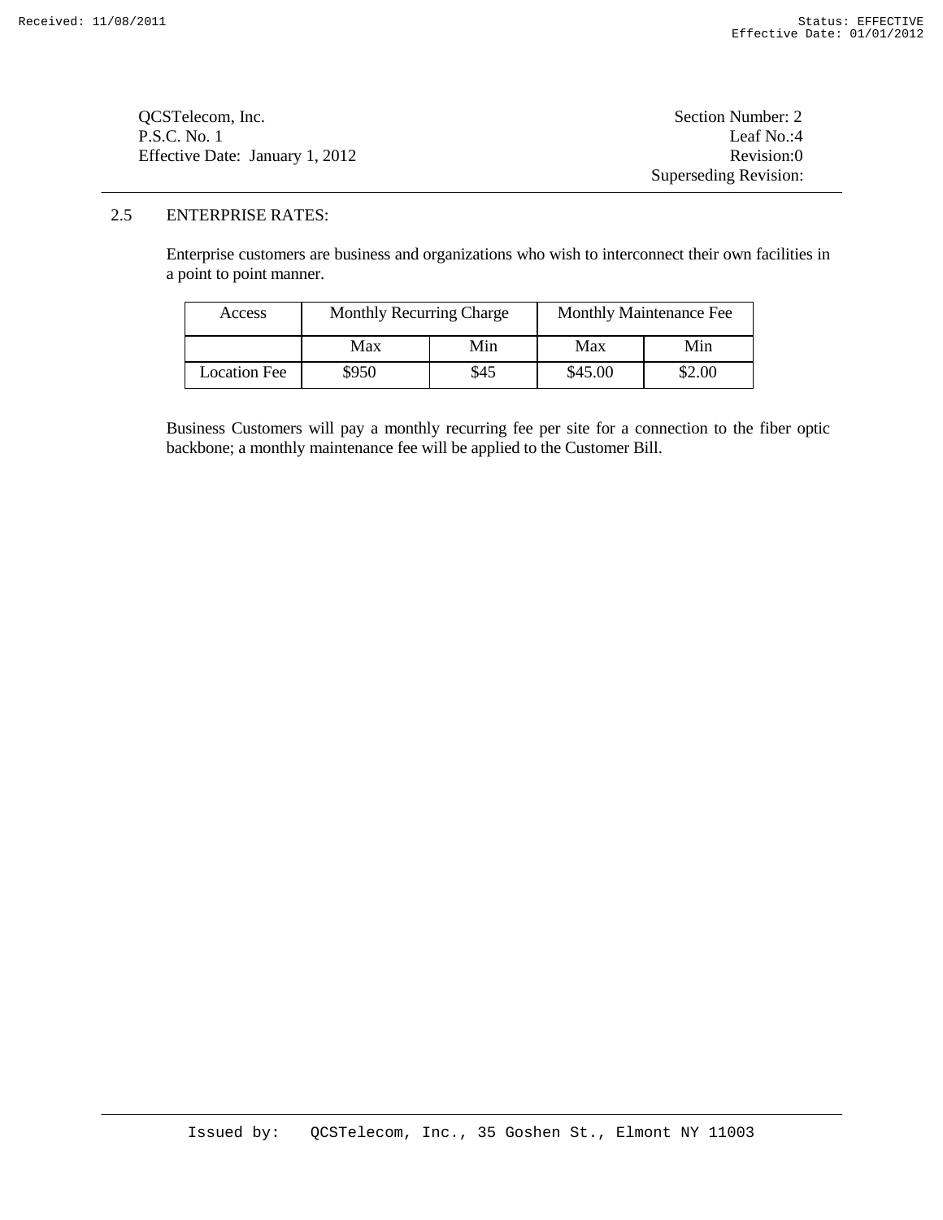## 2.5 ENTERPRISE RATES:

Enterprise customers are business and organizations who wish to interconnect their own facilities in a point to point manner.

| Access | Monthly Recurring Charge | | Monthly Maintenance Fee | |
|---|---|---|---|---|
| | Max | Min | Max | Min |
| Location Fee | $950 | $45 | $45.00 | $2.00 |

Business Customers will pay a monthly recurring fee per site for a connection to the fiber optic backbone; a monthly maintenance fee will be applied to the Customer Bill.